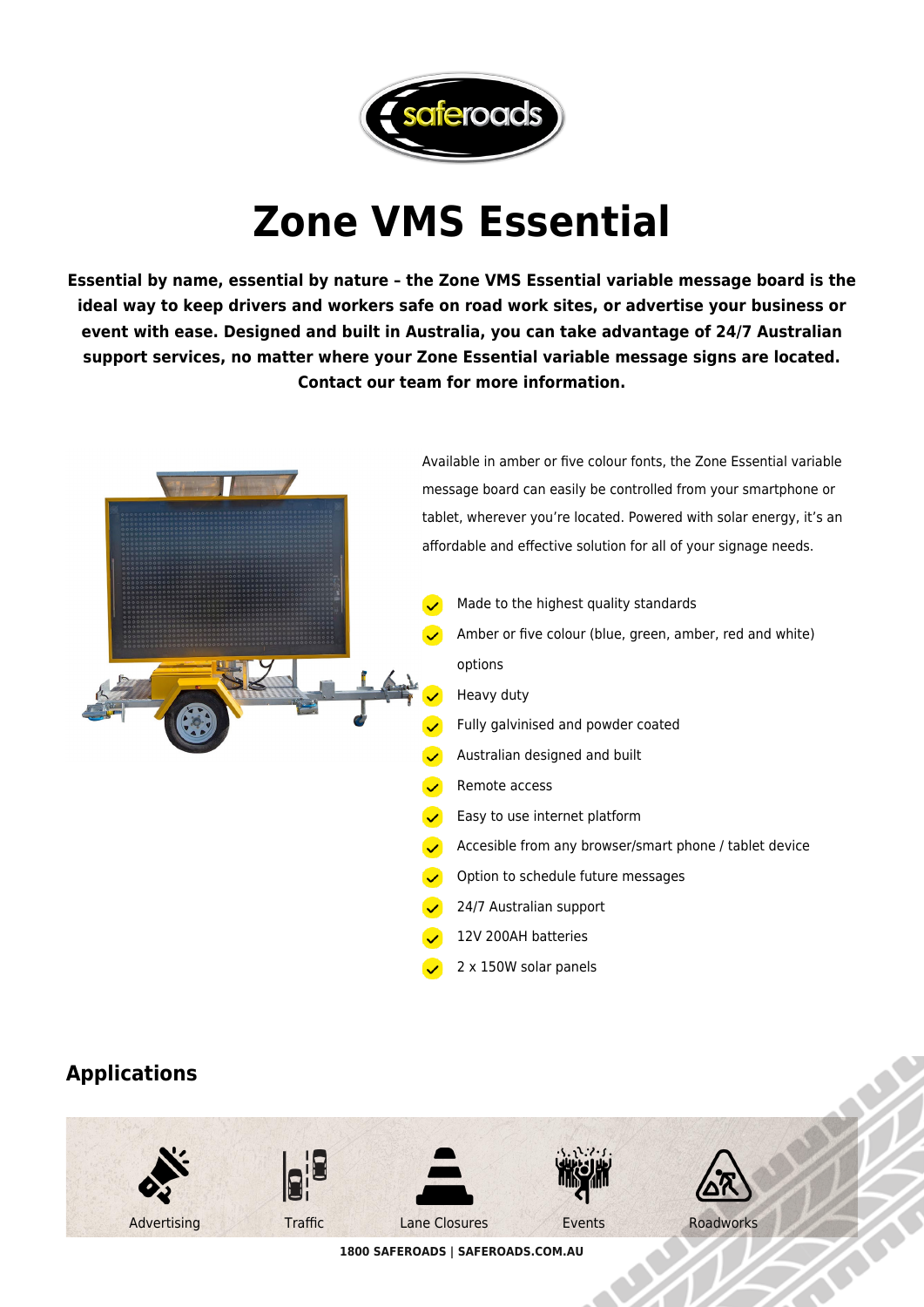# Zone VMS Essential

**Essential by name, essential by nature – the Zone VMS Essential variable message board is the ideal way to keep drivers and workers safe on road work sites, or advertise your business or event with ease. Designed and built in Australia, you can take advantage of 24/7 Australian support services, no matter where your Zone Essential variable message signs are located. Contact our team for more information.**

Available in amber or five colour fonts, the Zone Essential variable message board can easily be controlled from your smartphone or tablet, wherever you're located. Powered with solar energy, it's an affordable and effective solution for all of your signage needs.

- Made to the highest quality standards
- Amber or five colour (blue, green, amber, red and white) options
- Heavy duty
- Fully galvinised and powder coated
- Australian designed and built
- Remote access
- Easy to use internet platform
- Accesible from any browser/smart phone / tablet device
- Option to schedule future messages
- 24/7 Australian support
- 12V 200AH batteries
- 2 x 150W solar panels

## Applications

Advertising | Traffic | Lane Closures | Events | Roadworks

**1800 SAFEROADS | SAFEROADS.COM.AU**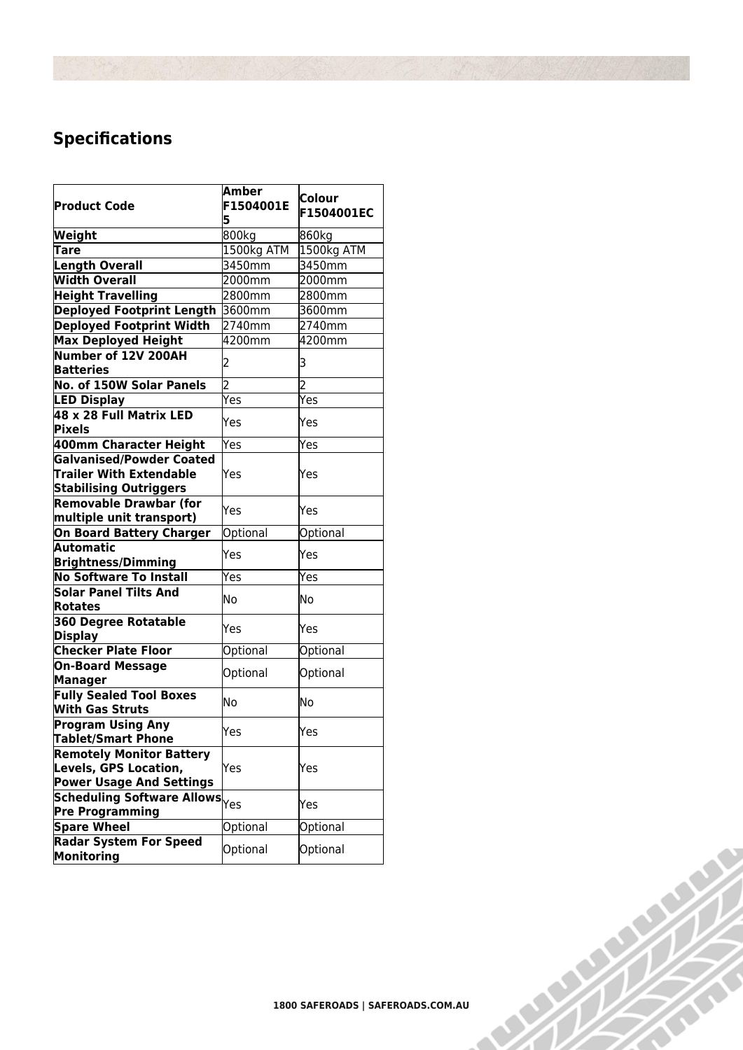## Specifications

| Product Code | Amber F1504001E5 | Colour F1504001EC |
|---|---|---|
| **Weight** | 800kg | 860kg |
| **Tare** | 1500kg ATM | 1500kg ATM |
| **Length Overall** | 3450mm | 3450mm |
| **Width Overall** | 2000mm | 2000mm |
| **Height Travelling** | 2800mm | 2800mm |
| **Deployed Footprint Length** | 3600mm | 3600mm |
| **Deployed Footprint Width** | 2740mm | 2740mm |
| **Max Deployed Height** | 4200mm | 4200mm |
| **Number of 12V 200AH Batteries** | 2 | 3 |
| **No. of 150W Solar Panels** | 2 | 2 |
| **LED Display** | Yes | Yes |
| **48 x 28 Full Matrix LED Pixels** | Yes | Yes |
| **400mm Character Height** | Yes | Yes |
| **Galvanised/Powder Coated Trailer With Extendable Stabilising Outriggers** | Yes | Yes |
| **Removable Drawbar (for multiple unit transport)** | Yes | Yes |
| **On Board Battery Charger** | Optional | Optional |
| **Automatic Brightness/Dimming** | Yes | Yes |
| **No Software To Install** | Yes | Yes |
| **Solar Panel Tilts And Rotates** | No | No |
| **360 Degree Rotatable Display** | Yes | Yes |
| **Checker Plate Floor** | Optional | Optional |
| **On-Board Message Manager** | Optional | Optional |
| **Fully Sealed Tool Boxes With Gas Struts** | No | No |
| **Program Using Any Tablet/Smart Phone** | Yes | Yes |
| **Remotely Monitor Battery Levels, GPS Location, Power Usage And Settings** | Yes | Yes |
| **Scheduling Software Allows Pre Programming** | Yes | Yes |
| **Spare Wheel** | Optional | Optional |
| **Radar System For Speed Monitoring** | Optional | Optional |

**1800 SAFEROADS | SAFEROADS.COM.AU**